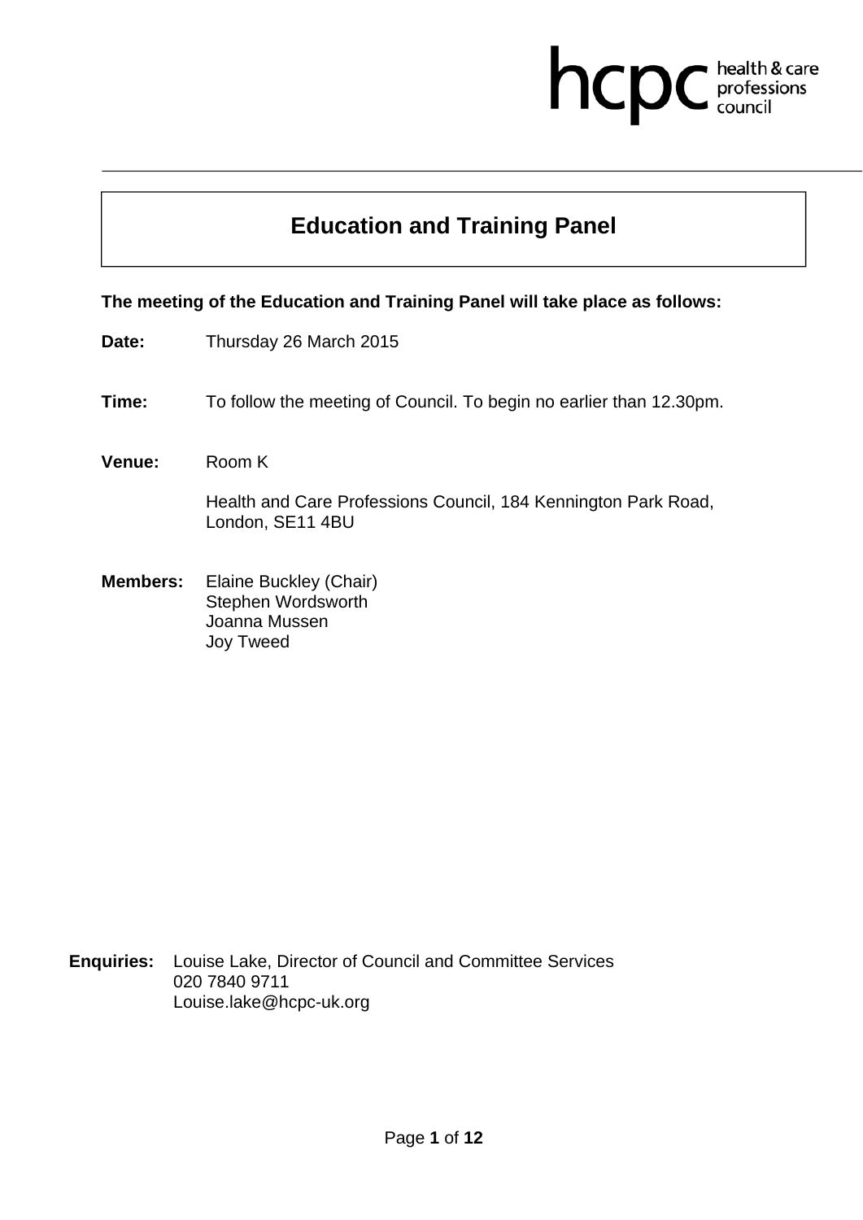hcpc health & care professions council

# Education and Training Panel

**The meeting of the Education and Training Panel will take place as follows:**

**Date:** Thursday 26 March 2015

**Time:** To follow the meeting of Council. To begin no earlier than 12.30pm.

**Venue:** Room K

Health and Care Professions Council, 184 Kennington Park Road, London, SE11 4BU

**Members:** Elaine Buckley (Chair)
Stephen Wordsworth
Joanna Mussen
Joy Tweed

**Enquiries:** Louise Lake, Director of Council and Committee Services
020 7840 9711
Louise.lake@hcpc-uk.org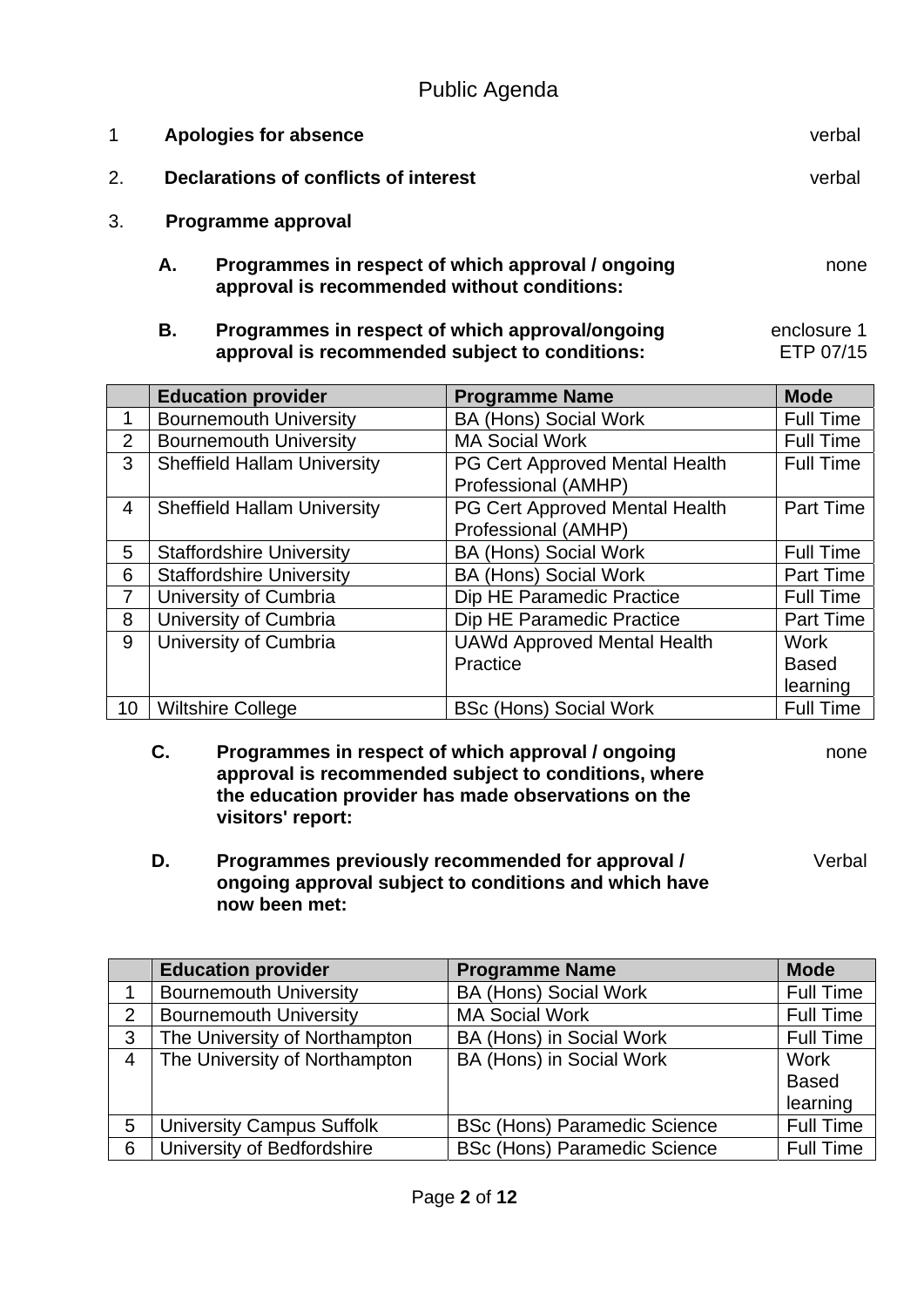# Public Agenda

1 **Apologies for absence** verbal

2. **Declarations of conflicts of interest** verbal

3. **Programme approval**

**A. Programmes in respect of which approval / ongoing approval is recommended without conditions:** none

**B. Programmes in respect of which approval/ongoing approval is recommended subject to conditions:** enclosure 1 ETP 07/15

| | Education provider | Programme Name | Mode |
|---|---|---|---|
| 1 | Bournemouth University | BA (Hons) Social Work | Full Time |
| 2 | Bournemouth University | MA Social Work | Full Time |
| 3 | Sheffield Hallam University | PG Cert Approved Mental Health Professional (AMHP) | Full Time |
| 4 | Sheffield Hallam University | PG Cert Approved Mental Health Professional (AMHP) | Part Time |
| 5 | Staffordshire University | BA (Hons) Social Work | Full Time |
| 6 | Staffordshire University | BA (Hons) Social Work | Part Time |
| 7 | University of Cumbria | Dip HE Paramedic Practice | Full Time |
| 8 | University of Cumbria | Dip HE Paramedic Practice | Part Time |
| 9 | University of Cumbria | UAWd Approved Mental Health Practice | Work Based learning |
| 10 | Wiltshire College | BSc (Hons) Social Work | Full Time |

**C. Programmes in respect of which approval / ongoing approval is recommended subject to conditions, where the education provider has made observations on the visitors' report:** none

**D. Programmes previously recommended for approval / ongoing approval subject to conditions and which have now been met:** Verbal

| | Education provider | Programme Name | Mode |
|---|---|---|---|
| 1 | Bournemouth University | BA (Hons) Social Work | Full Time |
| 2 | Bournemouth University | MA Social Work | Full Time |
| 3 | The University of Northampton | BA (Hons) in Social Work | Full Time |
| 4 | The University of Northampton | BA (Hons) in Social Work | Work Based learning |
| 5 | University Campus Suffolk | BSc (Hons) Paramedic Science | Full Time |
| 6 | University of Bedfordshire | BSc (Hons) Paramedic Science | Full Time |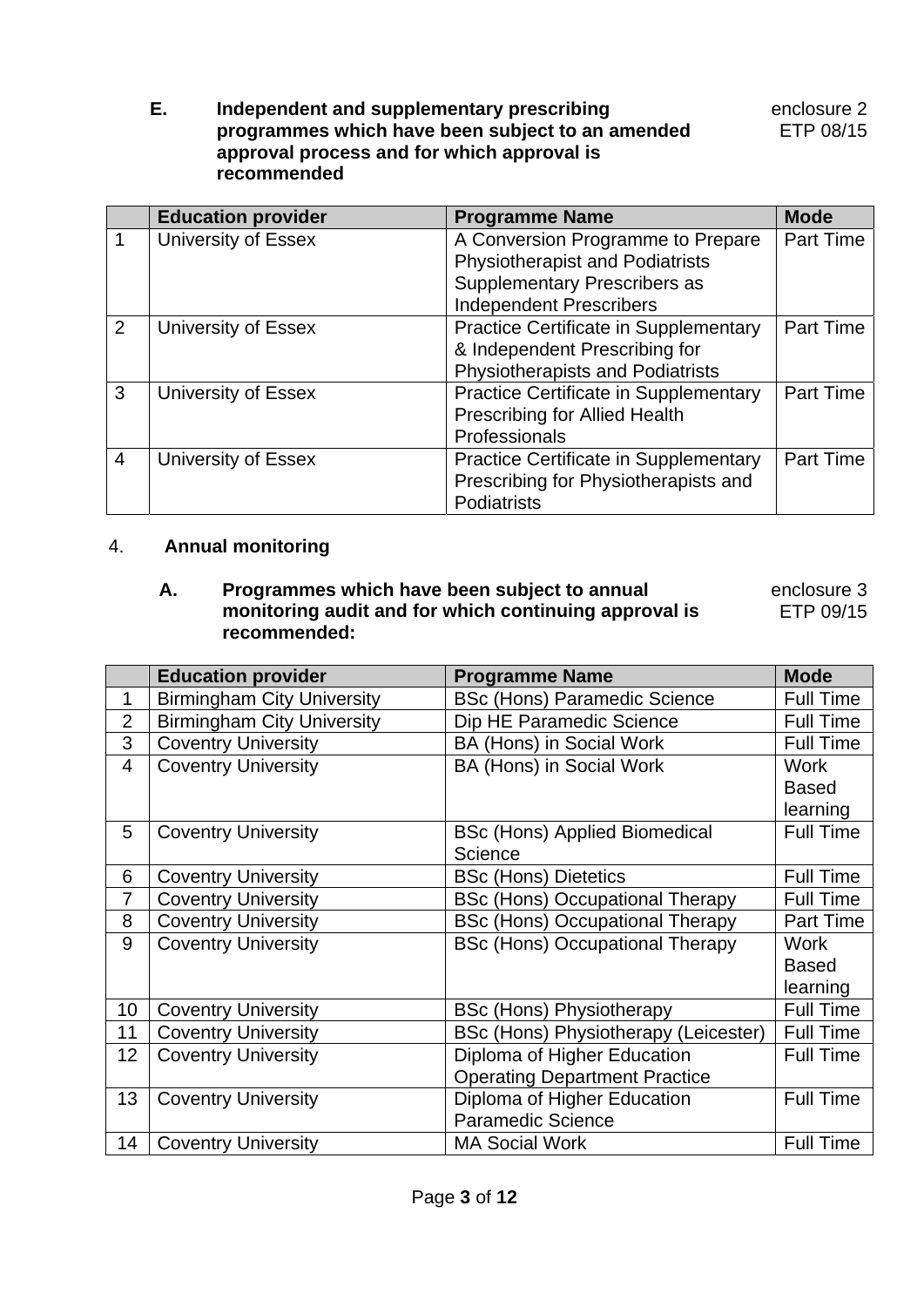**E. Independent and supplementary prescribing programmes which have been subject to an amended approval process and for which approval is recommended**

enclosure 2
ETP 08/15

| | Education provider | Programme Name | Mode |
|---|---|---|---|
| 1 | University of Essex | A Conversion Programme to Prepare Physiotherapist and Podiatrists Supplementary Prescribers as Independent Prescribers | Part Time |
| 2 | University of Essex | Practice Certificate in Supplementary & Independent Prescribing for Physiotherapists and Podiatrists | Part Time |
| 3 | University of Essex | Practice Certificate in Supplementary Prescribing for Allied Health Professionals | Part Time |
| 4 | University of Essex | Practice Certificate in Supplementary Prescribing for Physiotherapists and Podiatrists | Part Time |

4. **Annual monitoring**

**A. Programmes which have been subject to annual monitoring audit and for which continuing approval is recommended:**

enclosure 3
ETP 09/15

| | Education provider | Programme Name | Mode |
|---|---|---|---|
| 1 | Birmingham City University | BSc (Hons) Paramedic Science | Full Time |
| 2 | Birmingham City University | Dip HE Paramedic Science | Full Time |
| 3 | Coventry University | BA (Hons) in Social Work | Full Time |
| 4 | Coventry University | BA (Hons) in Social Work | Work Based learning |
| 5 | Coventry University | BSc (Hons) Applied Biomedical Science | Full Time |
| 6 | Coventry University | BSc (Hons) Dietetics | Full Time |
| 7 | Coventry University | BSc (Hons) Occupational Therapy | Full Time |
| 8 | Coventry University | BSc (Hons) Occupational Therapy | Part Time |
| 9 | Coventry University | BSc (Hons) Occupational Therapy | Work Based learning |
| 10 | Coventry University | BSc (Hons) Physiotherapy | Full Time |
| 11 | Coventry University | BSc (Hons) Physiotherapy (Leicester) | Full Time |
| 12 | Coventry University | Diploma of Higher Education Operating Department Practice | Full Time |
| 13 | Coventry University | Diploma of Higher Education Paramedic Science | Full Time |
| 14 | Coventry University | MA Social Work | Full Time |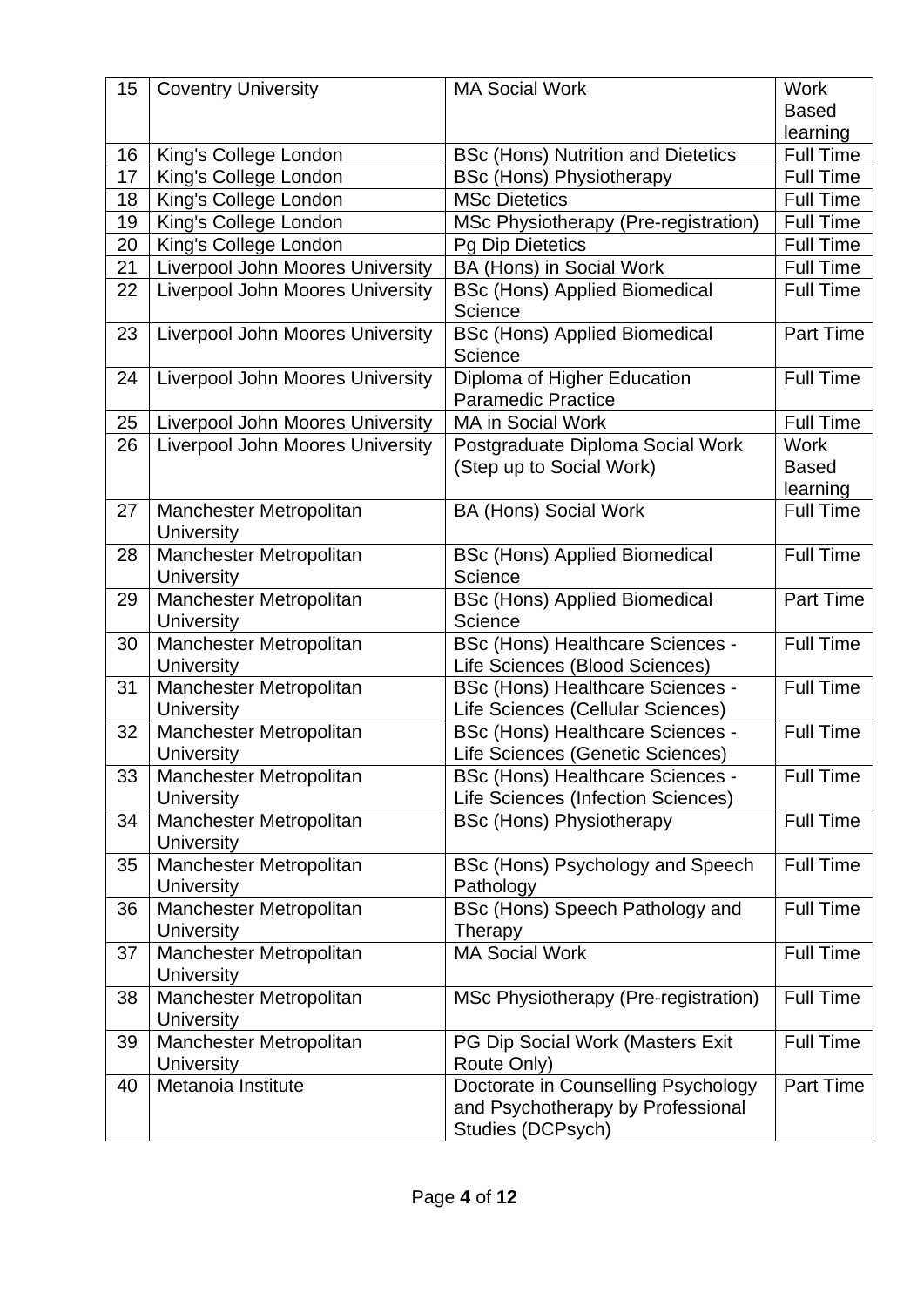| 15 | Coventry University | MA Social Work | Work Based learning |
|---|---|---|---|
| 16 | King's College London | BSc (Hons) Nutrition and Dietetics | Full Time |
| 17 | King's College London | BSc (Hons) Physiotherapy | Full Time |
| 18 | King's College London | MSc Dietetics | Full Time |
| 19 | King's College London | MSc Physiotherapy (Pre-registration) | Full Time |
| 20 | King's College London | Pg Dip Dietetics | Full Time |
| 21 | Liverpool John Moores University | BA (Hons) in Social Work | Full Time |
| 22 | Liverpool John Moores University | BSc (Hons) Applied Biomedical Science | Full Time |
| 23 | Liverpool John Moores University | BSc (Hons) Applied Biomedical Science | Part Time |
| 24 | Liverpool John Moores University | Diploma of Higher Education Paramedic Practice | Full Time |
| 25 | Liverpool John Moores University | MA in Social Work | Full Time |
| 26 | Liverpool John Moores University | Postgraduate Diploma Social Work (Step up to Social Work) | Work Based learning |
| 27 | Manchester Metropolitan University | BA (Hons) Social Work | Full Time |
| 28 | Manchester Metropolitan University | BSc (Hons) Applied Biomedical Science | Full Time |
| 29 | Manchester Metropolitan University | BSc (Hons) Applied Biomedical Science | Part Time |
| 30 | Manchester Metropolitan University | BSc (Hons) Healthcare Sciences - Life Sciences (Blood Sciences) | Full Time |
| 31 | Manchester Metropolitan University | BSc (Hons) Healthcare Sciences - Life Sciences (Cellular Sciences) | Full Time |
| 32 | Manchester Metropolitan University | BSc (Hons) Healthcare Sciences - Life Sciences (Genetic Sciences) | Full Time |
| 33 | Manchester Metropolitan University | BSc (Hons) Healthcare Sciences - Life Sciences (Infection Sciences) | Full Time |
| 34 | Manchester Metropolitan University | BSc (Hons) Physiotherapy | Full Time |
| 35 | Manchester Metropolitan University | BSc (Hons) Psychology and Speech Pathology | Full Time |
| 36 | Manchester Metropolitan University | BSc (Hons) Speech Pathology and Therapy | Full Time |
| 37 | Manchester Metropolitan University | MA Social Work | Full Time |
| 38 | Manchester Metropolitan University | MSc Physiotherapy (Pre-registration) | Full Time |
| 39 | Manchester Metropolitan University | PG Dip Social Work (Masters Exit Route Only) | Full Time |
| 40 | Metanoia Institute | Doctorate in Counselling Psychology and Psychotherapy by Professional Studies (DCPsych) | Part Time |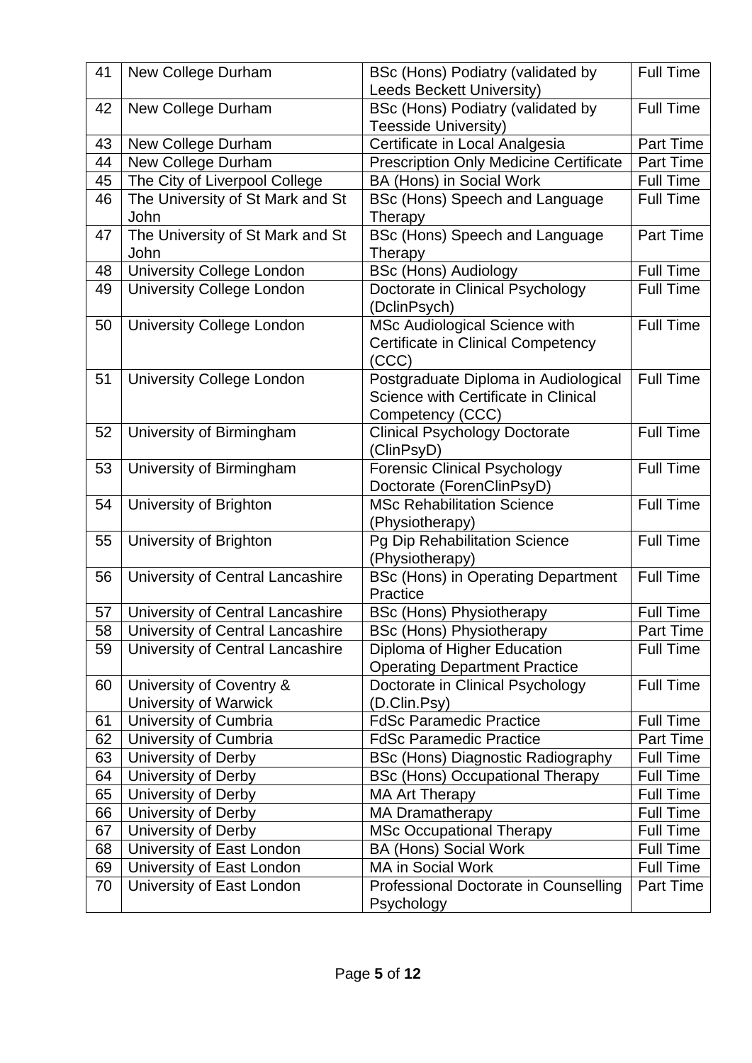| 41 | New College Durham | BSc (Hons) Podiatry (validated by Leeds Beckett University) | Full Time |
|---|---|---|---|
| 42 | New College Durham | BSc (Hons) Podiatry (validated by Teesside University) | Full Time |
| 43 | New College Durham | Certificate in Local Analgesia | Part Time |
| 44 | New College Durham | Prescription Only Medicine Certificate | Part Time |
| 45 | The City of Liverpool College | BA (Hons) in Social Work | Full Time |
| 46 | The University of St Mark and St John | BSc (Hons) Speech and Language Therapy | Full Time |
| 47 | The University of St Mark and St John | BSc (Hons) Speech and Language Therapy | Part Time |
| 48 | University College London | BSc (Hons) Audiology | Full Time |
| 49 | University College London | Doctorate in Clinical Psychology (DclinPsych) | Full Time |
| 50 | University College London | MSc Audiological Science with Certificate in Clinical Competency (CCC) | Full Time |
| 51 | University College London | Postgraduate Diploma in Audiological Science with Certificate in Clinical Competency (CCC) | Full Time |
| 52 | University of Birmingham | Clinical Psychology Doctorate (ClinPsyD) | Full Time |
| 53 | University of Birmingham | Forensic Clinical Psychology Doctorate (ForenClinPsyD) | Full Time |
| 54 | University of Brighton | MSc Rehabilitation Science (Physiotherapy) | Full Time |
| 55 | University of Brighton | Pg Dip Rehabilitation Science (Physiotherapy) | Full Time |
| 56 | University of Central Lancashire | BSc (Hons) in Operating Department Practice | Full Time |
| 57 | University of Central Lancashire | BSc (Hons) Physiotherapy | Full Time |
| 58 | University of Central Lancashire | BSc (Hons) Physiotherapy | Part Time |
| 59 | University of Central Lancashire | Diploma of Higher Education Operating Department Practice | Full Time |
| 60 | University of Coventry & University of Warwick | Doctorate in Clinical Psychology (D.Clin.Psy) | Full Time |
| 61 | University of Cumbria | FdSc Paramedic Practice | Full Time |
| 62 | University of Cumbria | FdSc Paramedic Practice | Part Time |
| 63 | University of Derby | BSc (Hons) Diagnostic Radiography | Full Time |
| 64 | University of Derby | BSc (Hons) Occupational Therapy | Full Time |
| 65 | University of Derby | MA Art Therapy | Full Time |
| 66 | University of Derby | MA Dramatherapy | Full Time |
| 67 | University of Derby | MSc Occupational Therapy | Full Time |
| 68 | University of East London | BA (Hons) Social Work | Full Time |
| 69 | University of East London | MA in Social Work | Full Time |
| 70 | University of East London | Professional Doctorate in Counselling Psychology | Part Time |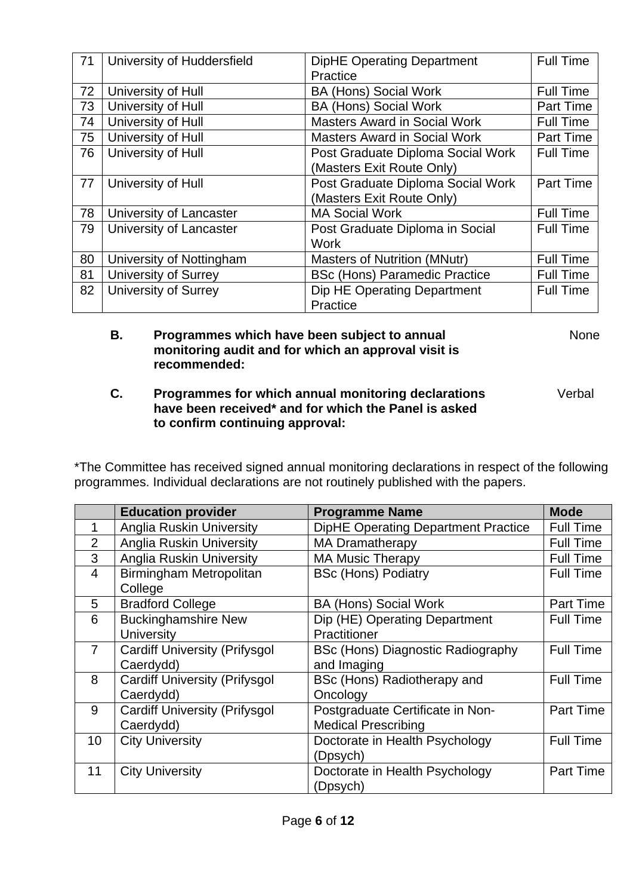| | | | |
|---|---|---|---|
| 71 | University of Huddersfield | DipHE Operating Department Practice | Full Time |
| 72 | University of Hull | BA (Hons) Social Work | Full Time |
| 73 | University of Hull | BA (Hons) Social Work | Part Time |
| 74 | University of Hull | Masters Award in Social Work | Full Time |
| 75 | University of Hull | Masters Award in Social Work | Part Time |
| 76 | University of Hull | Post Graduate Diploma Social Work (Masters Exit Route Only) | Full Time |
| 77 | University of Hull | Post Graduate Diploma Social Work (Masters Exit Route Only) | Part Time |
| 78 | University of Lancaster | MA Social Work | Full Time |
| 79 | University of Lancaster | Post Graduate Diploma in Social Work | Full Time |
| 80 | University of Nottingham | Masters of Nutrition (MNutr) | Full Time |
| 81 | University of Surrey | BSc (Hons) Paramedic Practice | Full Time |
| 82 | University of Surrey | Dip HE Operating Department Practice | Full Time |

**B. Programmes which have been subject to annual monitoring audit and for which an approval visit is recommended:** None

**C. Programmes for which annual monitoring declarations have been received* and for which the Panel is asked to confirm continuing approval:** Verbal

*The Committee has received signed annual monitoring declarations in respect of the following programmes. Individual declarations are not routinely published with the papers.

| | Education provider | Programme Name | Mode |
|---|---|---|---|
| 1 | Anglia Ruskin University | DipHE Operating Department Practice | Full Time |
| 2 | Anglia Ruskin University | MA Dramatherapy | Full Time |
| 3 | Anglia Ruskin University | MA Music Therapy | Full Time |
| 4 | Birmingham Metropolitan College | BSc (Hons) Podiatry | Full Time |
| 5 | Bradford College | BA (Hons) Social Work | Part Time |
| 6 | Buckinghamshire New University | Dip (HE) Operating Department Practitioner | Full Time |
| 7 | Cardiff University (Prifysgol Caerdydd) | BSc (Hons) Diagnostic Radiography and Imaging | Full Time |
| 8 | Cardiff University (Prifysgol Caerdydd) | BSc (Hons) Radiotherapy and Oncology | Full Time |
| 9 | Cardiff University (Prifysgol Caerdydd) | Postgraduate Certificate in Non-Medical Prescribing | Part Time |
| 10 | City University | Doctorate in Health Psychology (Dpsych) | Full Time |
| 11 | City University | Doctorate in Health Psychology (Dpsych) | Part Time |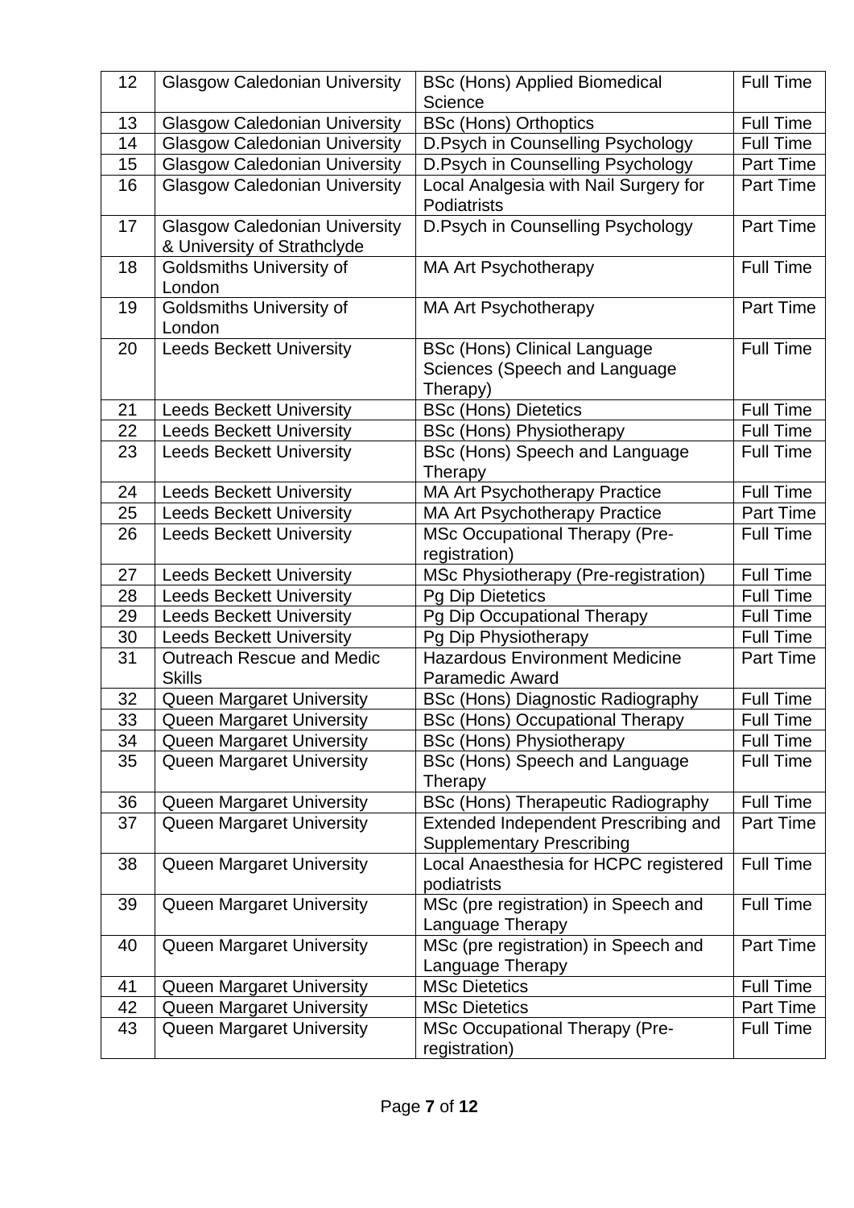| 12 | Glasgow Caledonian University | BSc (Hons) Applied Biomedical Science | Full Time |
|---|---|---|---|
| 13 | Glasgow Caledonian University | BSc (Hons) Orthoptics | Full Time |
| 14 | Glasgow Caledonian University | D.Psych in Counselling Psychology | Full Time |
| 15 | Glasgow Caledonian University | D.Psych in Counselling Psychology | Part Time |
| 16 | Glasgow Caledonian University | Local Analgesia with Nail Surgery for Podiatrists | Part Time |
| 17 | Glasgow Caledonian University & University of Strathclyde | D.Psych in Counselling Psychology | Part Time |
| 18 | Goldsmiths University of London | MA Art Psychotherapy | Full Time |
| 19 | Goldsmiths University of London | MA Art Psychotherapy | Part Time |
| 20 | Leeds Beckett University | BSc (Hons) Clinical Language Sciences (Speech and Language Therapy) | Full Time |
| 21 | Leeds Beckett University | BSc (Hons) Dietetics | Full Time |
| 22 | Leeds Beckett University | BSc (Hons) Physiotherapy | Full Time |
| 23 | Leeds Beckett University | BSc (Hons) Speech and Language Therapy | Full Time |
| 24 | Leeds Beckett University | MA Art Psychotherapy Practice | Full Time |
| 25 | Leeds Beckett University | MA Art Psychotherapy Practice | Part Time |
| 26 | Leeds Beckett University | MSc Occupational Therapy (Pre-registration) | Full Time |
| 27 | Leeds Beckett University | MSc Physiotherapy (Pre-registration) | Full Time |
| 28 | Leeds Beckett University | Pg Dip Dietetics | Full Time |
| 29 | Leeds Beckett University | Pg Dip Occupational Therapy | Full Time |
| 30 | Leeds Beckett University | Pg Dip Physiotherapy | Full Time |
| 31 | Outreach Rescue and Medic Skills | Hazardous Environment Medicine Paramedic Award | Part Time |
| 32 | Queen Margaret University | BSc (Hons) Diagnostic Radiography | Full Time |
| 33 | Queen Margaret University | BSc (Hons) Occupational Therapy | Full Time |
| 34 | Queen Margaret University | BSc (Hons) Physiotherapy | Full Time |
| 35 | Queen Margaret University | BSc (Hons) Speech and Language Therapy | Full Time |
| 36 | Queen Margaret University | BSc (Hons) Therapeutic Radiography | Full Time |
| 37 | Queen Margaret University | Extended Independent Prescribing and Supplementary Prescribing | Part Time |
| 38 | Queen Margaret University | Local Anaesthesia for HCPC registered podiatrists | Full Time |
| 39 | Queen Margaret University | MSc (pre registration) in Speech and Language Therapy | Full Time |
| 40 | Queen Margaret University | MSc (pre registration) in Speech and Language Therapy | Part Time |
| 41 | Queen Margaret University | MSc Dietetics | Full Time |
| 42 | Queen Margaret University | MSc Dietetics | Part Time |
| 43 | Queen Margaret University | MSc Occupational Therapy (Pre-registration) | Full Time |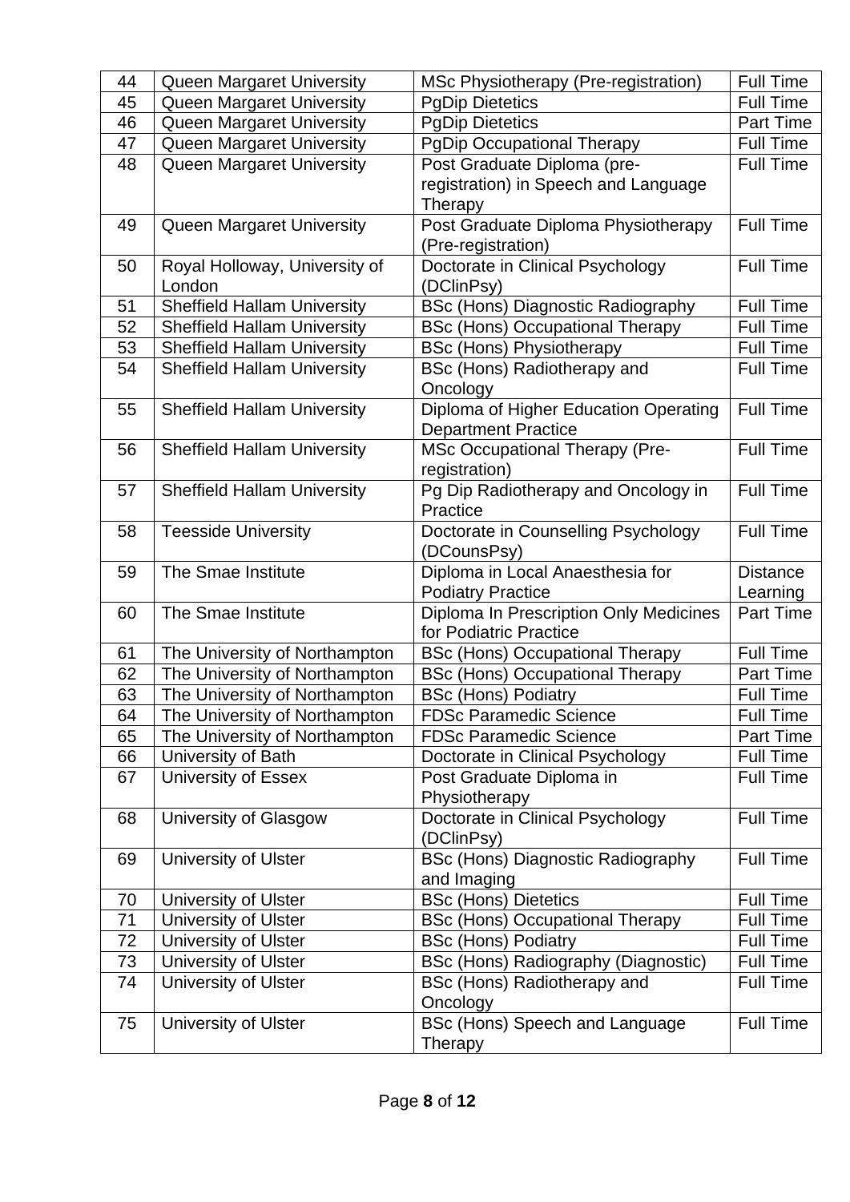| 44 | Queen Margaret University | MSc Physiotherapy (Pre-registration) | Full Time |
|---|---|---|---|
| 45 | Queen Margaret University | PgDip Dietetics | Full Time |
| 46 | Queen Margaret University | PgDip Dietetics | Part Time |
| 47 | Queen Margaret University | PgDip Occupational Therapy | Full Time |
| 48 | Queen Margaret University | Post Graduate Diploma (pre-registration) in Speech and Language Therapy | Full Time |
| 49 | Queen Margaret University | Post Graduate Diploma Physiotherapy (Pre-registration) | Full Time |
| 50 | Royal Holloway, University of London | Doctorate in Clinical Psychology (DClinPsy) | Full Time |
| 51 | Sheffield Hallam University | BSc (Hons) Diagnostic Radiography | Full Time |
| 52 | Sheffield Hallam University | BSc (Hons) Occupational Therapy | Full Time |
| 53 | Sheffield Hallam University | BSc (Hons) Physiotherapy | Full Time |
| 54 | Sheffield Hallam University | BSc (Hons) Radiotherapy and Oncology | Full Time |
| 55 | Sheffield Hallam University | Diploma of Higher Education Operating Department Practice | Full Time |
| 56 | Sheffield Hallam University | MSc Occupational Therapy (Pre-registration) | Full Time |
| 57 | Sheffield Hallam University | Pg Dip Radiotherapy and Oncology in Practice | Full Time |
| 58 | Teesside University | Doctorate in Counselling Psychology (DCounsPsy) | Full Time |
| 59 | The Smae Institute | Diploma in Local Anaesthesia for Podiatry Practice | Distance Learning |
| 60 | The Smae Institute | Diploma In Prescription Only Medicines for Podiatric Practice | Part Time |
| 61 | The University of Northampton | BSc (Hons) Occupational Therapy | Full Time |
| 62 | The University of Northampton | BSc (Hons) Occupational Therapy | Part Time |
| 63 | The University of Northampton | BSc (Hons) Podiatry | Full Time |
| 64 | The University of Northampton | FDSc Paramedic Science | Full Time |
| 65 | The University of Northampton | FDSc Paramedic Science | Part Time |
| 66 | University of Bath | Doctorate in Clinical Psychology | Full Time |
| 67 | University of Essex | Post Graduate Diploma in Physiotherapy | Full Time |
| 68 | University of Glasgow | Doctorate in Clinical Psychology (DClinPsy) | Full Time |
| 69 | University of Ulster | BSc (Hons) Diagnostic Radiography and Imaging | Full Time |
| 70 | University of Ulster | BSc (Hons) Dietetics | Full Time |
| 71 | University of Ulster | BSc (Hons) Occupational Therapy | Full Time |
| 72 | University of Ulster | BSc (Hons) Podiatry | Full Time |
| 73 | University of Ulster | BSc (Hons) Radiography (Diagnostic) | Full Time |
| 74 | University of Ulster | BSc (Hons) Radiotherapy and Oncology | Full Time |
| 75 | University of Ulster | BSc (Hons) Speech and Language Therapy | Full Time |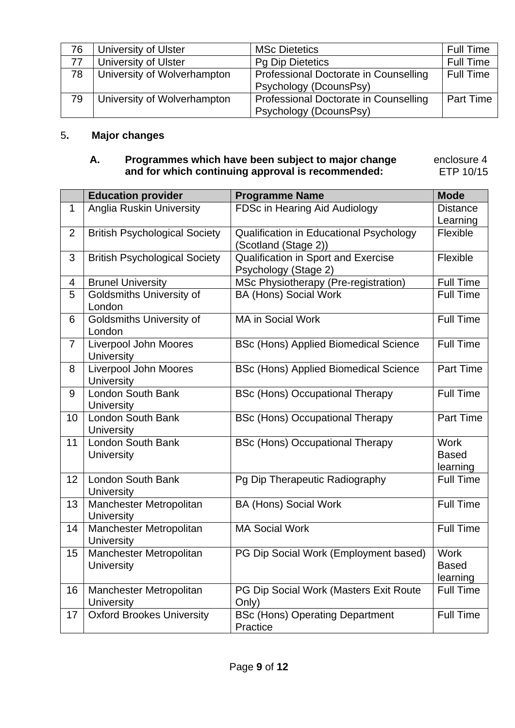| 76 | University of Ulster | MSc Dietetics | Full Time |
|---|---|---|---|
| 77 | University of Ulster | Pg Dip Dietetics | Full Time |
| 78 | University of Wolverhampton | Professional Doctorate in Counselling Psychology (DcounsPsy) | Full Time |
| 79 | University of Wolverhampton | Professional Doctorate in Counselling Psychology (DcounsPsy) | Part Time |

## 5. Major changes

### A. Programmes which have been subject to major change and for which continuing approval is recommended:

enclosure 4
ETP 10/15

| | Education provider | Programme Name | Mode |
|---|---|---|---|
| 1 | Anglia Ruskin University | FDSc in Hearing Aid Audiology | Distance Learning |
| 2 | British Psychological Society | Qualification in Educational Psychology (Scotland (Stage 2)) | Flexible |
| 3 | British Psychological Society | Qualification in Sport and Exercise Psychology (Stage 2) | Flexible |
| 4 | Brunel University | MSc Physiotherapy (Pre-registration) | Full Time |
| 5 | Goldsmiths University of London | BA (Hons) Social Work | Full Time |
| 6 | Goldsmiths University of London | MA in Social Work | Full Time |
| 7 | Liverpool John Moores University | BSc (Hons) Applied Biomedical Science | Full Time |
| 8 | Liverpool John Moores University | BSc (Hons) Applied Biomedical Science | Part Time |
| 9 | London South Bank University | BSc (Hons) Occupational Therapy | Full Time |
| 10 | London South Bank University | BSc (Hons) Occupational Therapy | Part Time |
| 11 | London South Bank University | BSc (Hons) Occupational Therapy | Work Based learning |
| 12 | London South Bank University | Pg Dip Therapeutic Radiography | Full Time |
| 13 | Manchester Metropolitan University | BA (Hons) Social Work | Full Time |
| 14 | Manchester Metropolitan University | MA Social Work | Full Time |
| 15 | Manchester Metropolitan University | PG Dip Social Work (Employment based) | Work Based learning |
| 16 | Manchester Metropolitan University | PG Dip Social Work (Masters Exit Route Only) | Full Time |
| 17 | Oxford Brookes University | BSc (Hons) Operating Department Practice | Full Time |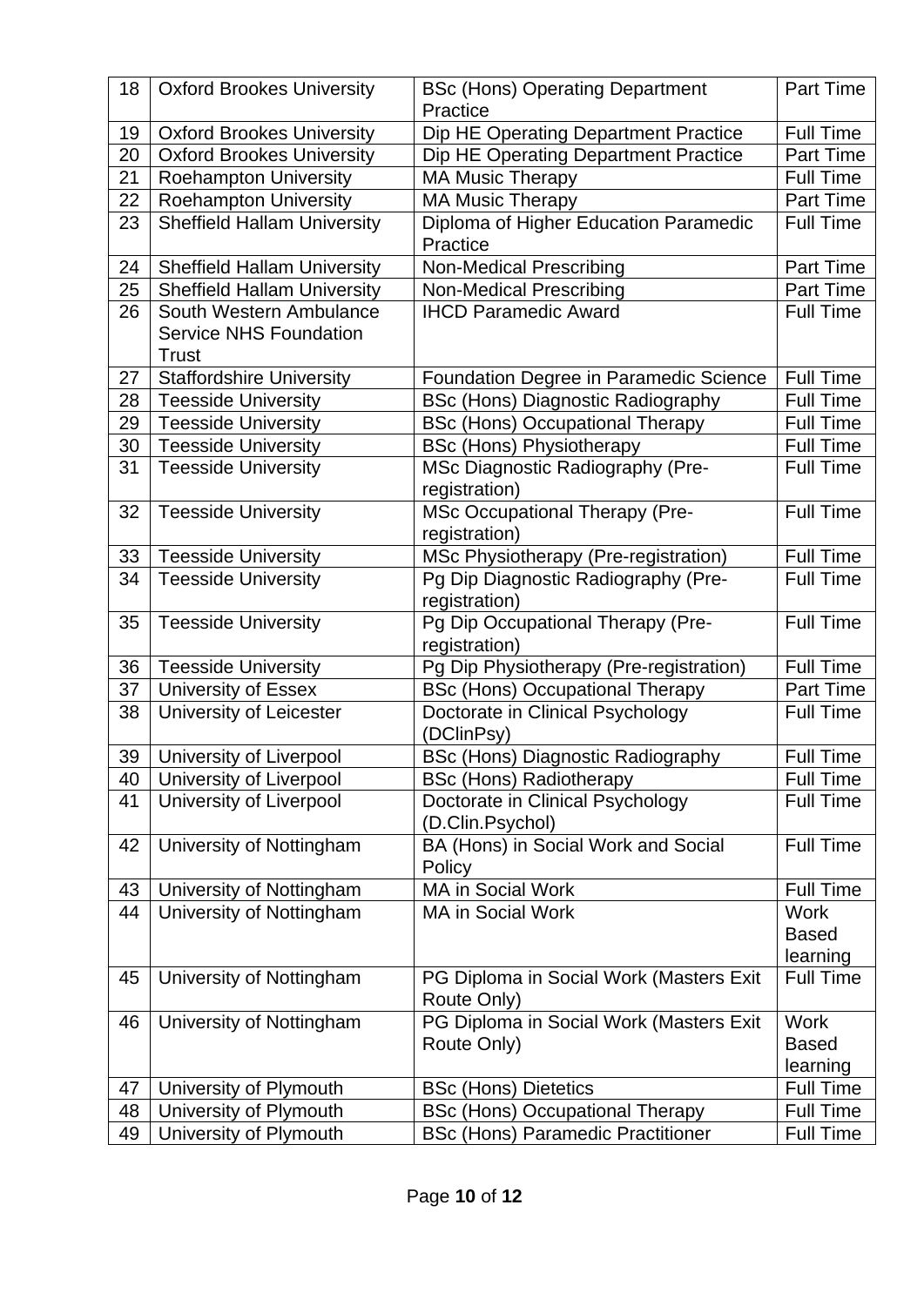| 18 | Oxford Brookes University | BSc (Hons) Operating Department Practice | Part Time |
|---|---|---|---|
| 19 | Oxford Brookes University | Dip HE Operating Department Practice | Full Time |
| 20 | Oxford Brookes University | Dip HE Operating Department Practice | Part Time |
| 21 | Roehampton University | MA Music Therapy | Full Time |
| 22 | Roehampton University | MA Music Therapy | Part Time |
| 23 | Sheffield Hallam University | Diploma of Higher Education Paramedic Practice | Full Time |
| 24 | Sheffield Hallam University | Non-Medical Prescribing | Part Time |
| 25 | Sheffield Hallam University | Non-Medical Prescribing | Part Time |
| 26 | South Western Ambulance Service NHS Foundation Trust | IHCD Paramedic Award | Full Time |
| 27 | Staffordshire University | Foundation Degree in Paramedic Science | Full Time |
| 28 | Teesside University | BSc (Hons) Diagnostic Radiography | Full Time |
| 29 | Teesside University | BSc (Hons) Occupational Therapy | Full Time |
| 30 | Teesside University | BSc (Hons) Physiotherapy | Full Time |
| 31 | Teesside University | MSc Diagnostic Radiography (Pre-registration) | Full Time |
| 32 | Teesside University | MSc Occupational Therapy (Pre-registration) | Full Time |
| 33 | Teesside University | MSc Physiotherapy (Pre-registration) | Full Time |
| 34 | Teesside University | Pg Dip Diagnostic Radiography (Pre-registration) | Full Time |
| 35 | Teesside University | Pg Dip Occupational Therapy (Pre-registration) | Full Time |
| 36 | Teesside University | Pg Dip Physiotherapy (Pre-registration) | Full Time |
| 37 | University of Essex | BSc (Hons) Occupational Therapy | Part Time |
| 38 | University of Leicester | Doctorate in Clinical Psychology (DClinPsy) | Full Time |
| 39 | University of Liverpool | BSc (Hons) Diagnostic Radiography | Full Time |
| 40 | University of Liverpool | BSc (Hons) Radiotherapy | Full Time |
| 41 | University of Liverpool | Doctorate in Clinical Psychology (D.Clin.Psychol) | Full Time |
| 42 | University of Nottingham | BA (Hons) in Social Work and Social Policy | Full Time |
| 43 | University of Nottingham | MA in Social Work | Full Time |
| 44 | University of Nottingham | MA in Social Work | Work Based learning |
| 45 | University of Nottingham | PG Diploma in Social Work (Masters Exit Route Only) | Full Time |
| 46 | University of Nottingham | PG Diploma in Social Work (Masters Exit Route Only) | Work Based learning |
| 47 | University of Plymouth | BSc (Hons) Dietetics | Full Time |
| 48 | University of Plymouth | BSc (Hons) Occupational Therapy | Full Time |
| 49 | University of Plymouth | BSc (Hons) Paramedic Practitioner | Full Time |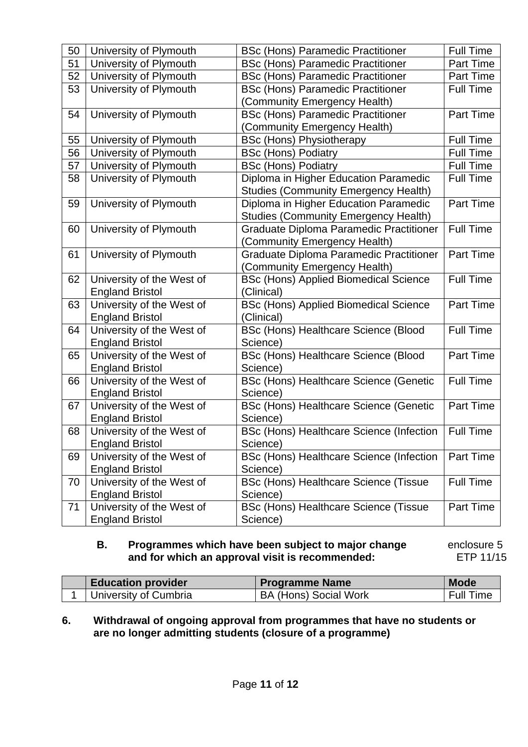| 50 | University of Plymouth | BSc (Hons) Paramedic Practitioner | Full Time |
|---|---|---|---|
| 51 | University of Plymouth | BSc (Hons) Paramedic Practitioner | Part Time |
| 52 | University of Plymouth | BSc (Hons) Paramedic Practitioner | Part Time |
| 53 | University of Plymouth | BSc (Hons) Paramedic Practitioner (Community Emergency Health) | Full Time |
| 54 | University of Plymouth | BSc (Hons) Paramedic Practitioner (Community Emergency Health) | Part Time |
| 55 | University of Plymouth | BSc (Hons) Physiotherapy | Full Time |
| 56 | University of Plymouth | BSc (Hons) Podiatry | Full Time |
| 57 | University of Plymouth | BSc (Hons) Podiatry | Full Time |
| 58 | University of Plymouth | Diploma in Higher Education Paramedic Studies (Community Emergency Health) | Full Time |
| 59 | University of Plymouth | Diploma in Higher Education Paramedic Studies (Community Emergency Health) | Part Time |
| 60 | University of Plymouth | Graduate Diploma Paramedic Practitioner (Community Emergency Health) | Full Time |
| 61 | University of Plymouth | Graduate Diploma Paramedic Practitioner (Community Emergency Health) | Part Time |
| 62 | University of the West of England Bristol | BSc (Hons) Applied Biomedical Science (Clinical) | Full Time |
| 63 | University of the West of England Bristol | BSc (Hons) Applied Biomedical Science (Clinical) | Part Time |
| 64 | University of the West of England Bristol | BSc (Hons) Healthcare Science (Blood Science) | Full Time |
| 65 | University of the West of England Bristol | BSc (Hons) Healthcare Science (Blood Science) | Part Time |
| 66 | University of the West of England Bristol | BSc (Hons) Healthcare Science (Genetic Science) | Full Time |
| 67 | University of the West of England Bristol | BSc (Hons) Healthcare Science (Genetic Science) | Part Time |
| 68 | University of the West of England Bristol | BSc (Hons) Healthcare Science (Infection Science) | Full Time |
| 69 | University of the West of England Bristol | BSc (Hons) Healthcare Science (Infection Science) | Part Time |
| 70 | University of the West of England Bristol | BSc (Hons) Healthcare Science (Tissue Science) | Full Time |
| 71 | University of the West of England Bristol | BSc (Hons) Healthcare Science (Tissue Science) | Part Time |

**B. Programmes which have been subject to major change and for which an approval visit is recommended:**

enclosure 5
ETP 11/15

| | Education provider | Programme Name | Mode |
|---|---|---|---|
| 1 | University of Cumbria | BA (Hons) Social Work | Full Time |

**6. Withdrawal of ongoing approval from programmes that have no students or are no longer admitting students (closure of a programme)**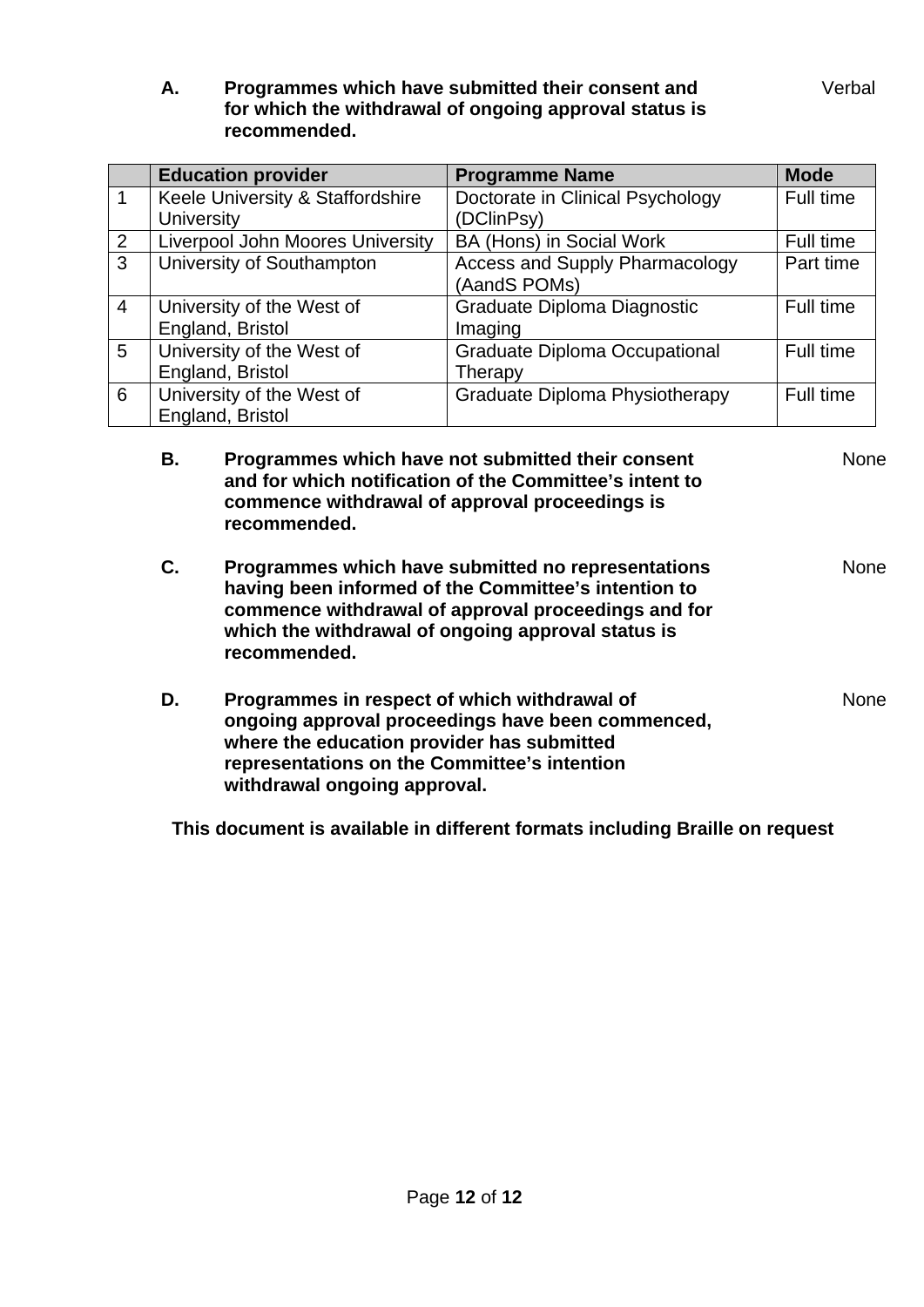**A. Programmes which have submitted their consent and for which the withdrawal of ongoing approval status is recommended.** Verbal

| | Education provider | Programme Name | Mode |
|---|---|---|---|
| 1 | Keele University & Staffordshire University | Doctorate in Clinical Psychology (DClinPsy) | Full time |
| 2 | Liverpool John Moores University | BA (Hons) in Social Work | Full time |
| 3 | University of Southampton | Access and Supply Pharmacology (AandS POMs) | Part time |
| 4 | University of the West of England, Bristol | Graduate Diploma Diagnostic Imaging | Full time |
| 5 | University of the West of England, Bristol | Graduate Diploma Occupational Therapy | Full time |
| 6 | University of the West of England, Bristol | Graduate Diploma Physiotherapy | Full time |

**B. Programmes which have not submitted their consent and for which notification of the Committee's intent to commence withdrawal of approval proceedings is recommended.** None

**C. Programmes which have submitted no representations having been informed of the Committee's intention to commence withdrawal of approval proceedings and for which the withdrawal of ongoing approval status is recommended.** None

**D. Programmes in respect of which withdrawal of ongoing approval proceedings have been commenced, where the education provider has submitted representations on the Committee's intention withdrawal ongoing approval.** None

**This document is available in different formats including Braille on request**